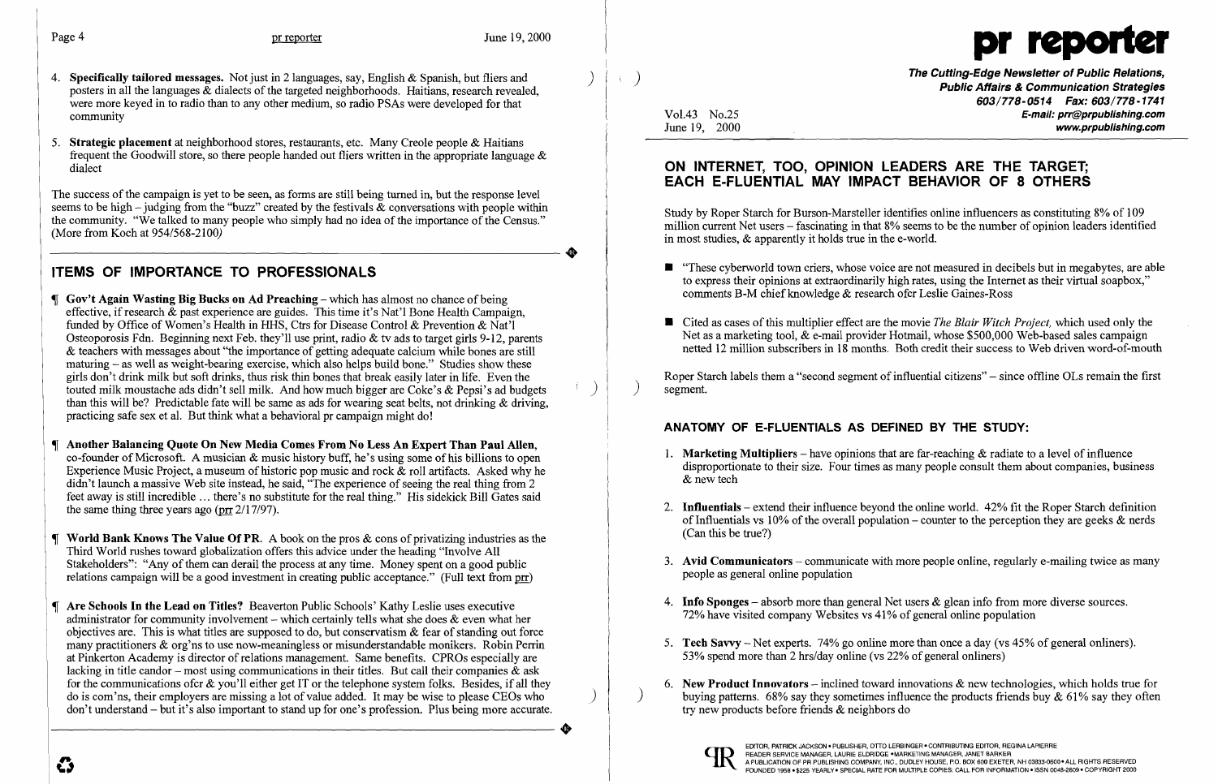4. **Specifically tailored messages.** Not just in 2 languages, say, English & Spanish, but fliers and posters in all the languages & dialects of the targeted neighborhoods. Haitians, research revealed, were more keyed in to radio than to any other medium, so radio PSAs were developed for that community

5. **Strategic placement** at neighborhood stores, restaurants, etc. Many Creole people & Haitians frequent the Goodwill store, so there people handed out fliers written in the appropriate language & dialect

The success of the campaign is yet to be seen, as forms are still being turned in, but the response level seems to be high – judging from the "buzz" created by the festivals & conversations with people within the community. "We talked to many people who simply had no idea of the importance of the Census." (More from Koch at 954/568-2100)

## ITEMS OF IMPORTANCE TO PROFESSIONALS

¶ **Gov't Again Wasting Big Bucks on Ad Preaching** – which has almost no chance of being effective, if research & past experience are guides. This time it's Nat'l Bone Health Campaign, funded by Office of Women's Health in HHS, Ctrs for Disease Control & Prevention & Nat'l Osteoporosis Fdn. Beginning next Feb. they'll use print, radio & tv ads to target girls 9-12, parents & teachers with messages about "the importance of getting adequate calcium while bones are still maturing – as well as weight-bearing exercise, which also helps build bone." Studies show these girls don't drink milk but soft drinks, thus risk thin bones that break easily later in life. Even the touted milk moustache ads didn't sell milk. And how much bigger are Coke's & Pepsi's ad budgets than this will be? Predictable fate will be same as ads for wearing seat belts, not drinking & driving, practicing safe sex et al. But think what a behavioral pr campaign might do!

¶ **Another Balancing Quote On New Media Comes From No Less An Expert Than Paul Allen**, co-founder of Microsoft. A musician & music history buff, he's using some of his billions to open Experience Music Project, a museum of historic pop music and rock & roll artifacts. Asked why he didn't launch a massive Web site instead, he said, "The experience of seeing the real thing from 2 feet away is still incredible ... there's no substitute for the real thing." His sidekick Bill Gates said the same thing three years ago (prr 2/17/97).

¶ **World Bank Knows The Value Of PR.** A book on the pros & cons of privatizing industries as the Third World rushes toward globalization offers this advice under the heading "Involve All Stakeholders": "Any of them can derail the process at any time. Money spent on a good public relations campaign will be a good investment in creating public acceptance." (Full text from prr)

¶ **Are Schools In the Lead on Titles?** Beaverton Public Schools' Kathy Leslie uses executive administrator for community involvement – which certainly tells what she does & even what her objectives are. This is what titles are supposed to do, but conservatism & fear of standing out force many practitioners & org'ns to use now-meaningless or misunderstandable monikers. Robin Perrin at Pinkerton Academy is director of relations management. Same benefits. CPROs especially are lacking in title candor – most using communications in their titles. But call their companies & ask for the communications ofcr & you'll either get IT or the telephone system folks. Besides, if all they do is com'ns, their employers are missing a lot of value added. It may be wise to please CEOs who don't understand – but it's also important to stand up for one's profession. Plus being more accurate.

# pr reporter

**The Cutting-Edge Newsletter of Public Relations, Public Affairs & Communication Strategies**
603/778-0514 Fax: 603/778-1741
E-mail: prr@prpublishing.com
www.prpublishing.com

Vol.43 No.25
June 19, 2000

## ON INTERNET, TOO, OPINION LEADERS ARE THE TARGET; EACH E-FLUENTIAL MAY IMPACT BEHAVIOR OF 8 OTHERS

Study by Roper Starch for Burson-Marsteller identifies online influencers as constituting 8% of 109 million current Net users – fascinating in that 8% seems to be the number of opinion leaders identified in most studies, & apparently it holds true in the e-world.

- "These cyberworld town criers, whose voice are not measured in decibels but in megabytes, are able to express their opinions at extraordinarily high rates, using the Internet as their virtual soapbox," comments B-M chief knowledge & research ofcr Leslie Gaines-Ross
- Cited as cases of this multiplier effect are the movie *The Blair Witch Project,* which used only the Net as a marketing tool, & e-mail provider Hotmail, whose $500,000 Web-based sales campaign netted 12 million subscribers in 18 months. Both credit their success to Web driven word-of-mouth

Roper Starch labels them a "second segment of influential citizens" – since offline OLs remain the first segment.

### ANATOMY OF E-FLUENTIALS AS DEFINED BY THE STUDY:

1. **Marketing Multipliers** – have opinions that are far-reaching & radiate to a level of influence disproportionate to their size. Four times as many people consult them about companies, business & new tech

2. **Influentials** – extend their influence beyond the online world. 42% fit the Roper Starch definition of Influentials vs 10% of the overall population – counter to the perception they are geeks & nerds (Can this be true?)

3. **Avid Communicators** – communicate with more people online, regularly e-mailing twice as many people as general online population

4. **Info Sponges** – absorb more than general Net users & glean info from more diverse sources. 72% have visited company Websites vs 41% of general online population

5. **Tech Savvy** – Net experts. 74% go online more than once a day (vs 45% of general onliners). 53% spend more than 2 hrs/day online (vs 22% of general onliners)

6. **New Product Innovators** – inclined toward innovations & new technologies, which holds true for buying patterns. 68% say they sometimes influence the products friends buy & 61% say they often try new products before friends & neighbors do

EDITOR, PATRICK JACKSON • PUBLISHER, OTTO LERBINGER • CONTRIBUTING EDITOR, REGINA LAPIERRE
READER SERVICE MANAGER, LAURIE ELDRIDGE • MARKETING MANAGER, JANET BARKER
A PUBLICATION OF PR PUBLISHING COMPANY, INC., DUDLEY HOUSE, P.O. BOX 600 EXETER, NH 03833-0600 • ALL RIGHTS RESERVED
FOUNDED 1958 • $225 YEARLY • SPECIAL RATE FOR MULTIPLE COPIES: CALL FOR INFORMATION • ISSN 0048-2609 • COPYRIGHT 2000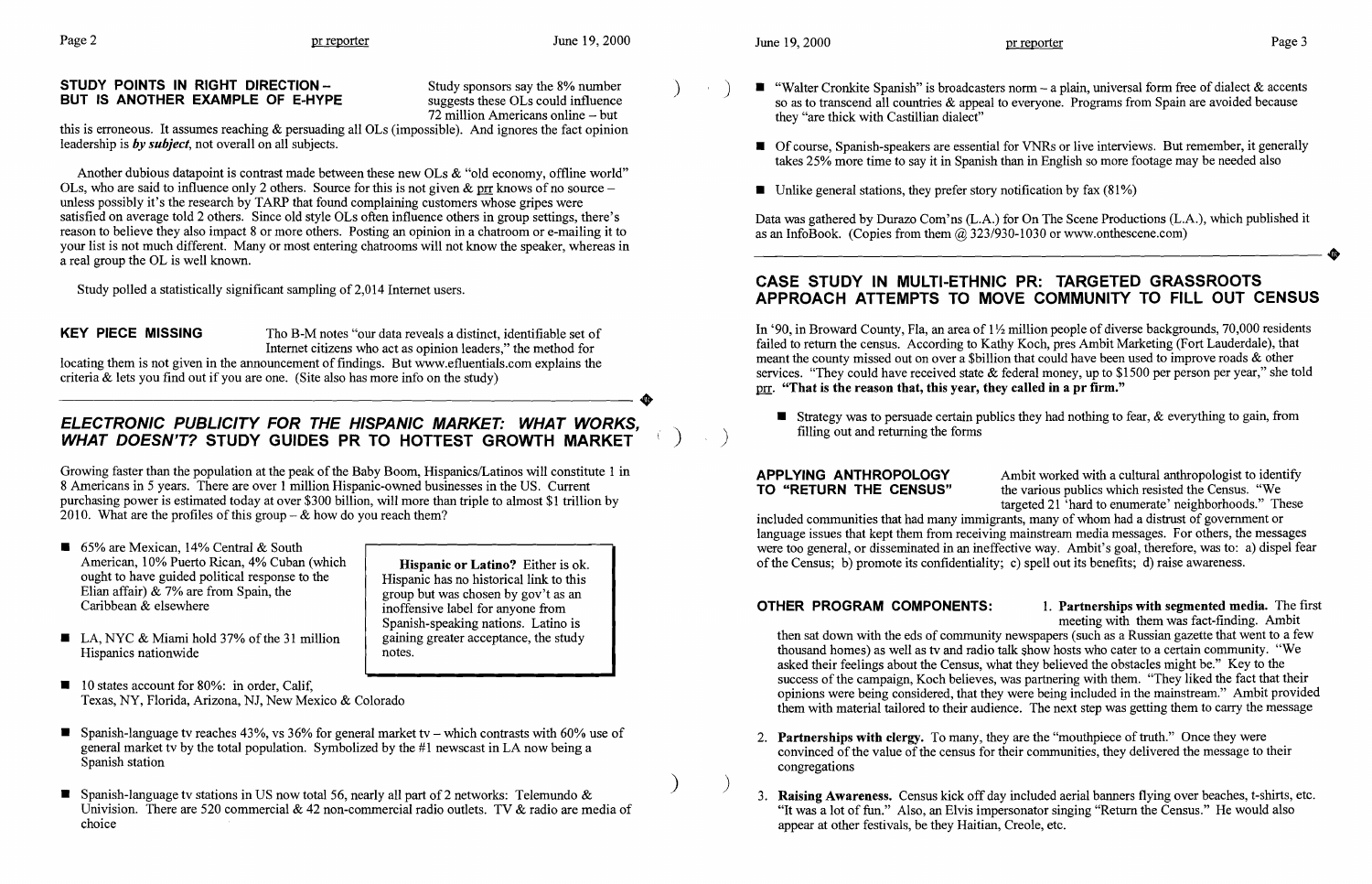## STUDY POINTS IN RIGHT DIRECTION – BUT IS ANOTHER EXAMPLE OF E-HYPE

Study sponsors say the 8% number suggests these OLs could influence 72 million Americans online – but this is erroneous. It assumes reaching & persuading all OLs (impossible). And ignores the fact opinion leadership is ***by subject***, not overall on all subjects.

Another dubious datapoint is contrast made between these new OLs & "old economy, offline world" OLs, who are said to influence only 2 others. Source for this is not given & prr knows of no source – unless possibly it's the research by TARP that found complaining customers whose gripes were satisfied on average told 2 others. Since old style OLs often influence others in group settings, there's reason to believe they also impact 8 or more others. Posting an opinion in a chatroom or e-mailing it to your list is not much different. Many or most entering chatrooms will not know the speaker, whereas in a real group the OL is well known.

Study polled a statistically significant sampling of 2,014 Internet users.

**KEY PIECE MISSING** Tho B-M notes "our data reveals a distinct, identifiable set of Internet citizens who act as opinion leaders," the method for locating them is not given in the announcement of findings. But www.efluentials.com explains the criteria & lets you find out if you are one. (Site also has more info on the study)

## *ELECTRONIC PUBLICITY FOR THE HISPANIC MARKET: WHAT WORKS, WHAT DOESN'T?* STUDY GUIDES PR TO HOTTEST GROWTH MARKET

Growing faster than the population at the peak of the Baby Boom, Hispanics/Latinos will constitute 1 in 8 Americans in 5 years. There are over 1 million Hispanic-owned businesses in the US. Current purchasing power is estimated today at over $300 billion, will more than triple to almost $1 trillion by 2010. What are the profiles of this group – & how do you reach them?

- 65% are Mexican, 14% Central & South American, 10% Puerto Rican, 4% Cuban (which ought to have guided political response to the Elian affair) & 7% are from Spain, the Caribbean & elsewhere
- LA, NYC & Miami hold 37% of the 31 million Hispanics nationwide
- 10 states account for 80%: in order, Calif, Texas, NY, Florida, Arizona, NJ, New Mexico & Colorado
- Spanish-language tv reaches 43%, vs 36% for general market tv – which contrasts with 60% use of general market tv by the total population. Symbolized by the #1 newscast in LA now being a Spanish station
- Spanish-language tv stations in US now total 56, nearly all part of 2 networks: Telemundo & Univision. There are 520 commercial & 42 non-commercial radio outlets. TV & radio are media of choice

> **Hispanic or Latino?** Either is ok. Hispanic has no historical link to this group but was chosen by gov't as an inoffensive label for anyone from Spanish-speaking nations. Latino is gaining greater acceptance, the study notes.

- "Walter Cronkite Spanish" is broadcasters norm – a plain, universal form free of dialect & accents so as to transcend all countries & appeal to everyone. Programs from Spain are avoided because they "are thick with Castillian dialect"
- Of course, Spanish-speakers are essential for VNRs or live interviews. But remember, it generally takes 25% more time to say it in Spanish than in English so more footage may be needed also
- Unlike general stations, they prefer story notification by fax (81%)

Data was gathered by Durazo Com'ns (L.A.) for On The Scene Productions (L.A.), which published it as an InfoBook. (Copies from them @ 323/930-1030 or www.onthescene.com)

## CASE STUDY IN MULTI-ETHNIC PR: TARGETED GRASSROOTS APPROACH ATTEMPTS TO MOVE COMMUNITY TO FILL OUT CENSUS

In '90, in Broward County, Fla, an area of 1½ million people of diverse backgrounds, 70,000 residents failed to return the census. According to Kathy Koch, pres Ambit Marketing (Fort Lauderdale), that meant the county missed out on over a $billion that could have been used to improve roads & other services. "They could have received state & federal money, up to $1500 per person per year," she told prr. **"That is the reason that, this year, they called in a pr firm."**

- Strategy was to persuade certain publics they had nothing to fear, & everything to gain, from filling out and returning the forms

**APPLYING ANTHROPOLOGY TO "RETURN THE CENSUS"** Ambit worked with a cultural anthropologist to identify the various publics which resisted the Census. "We targeted 21 'hard to enumerate' neighborhoods." These included communities that had many immigrants, many of whom had a distrust of government or language issues that kept them from receiving mainstream media messages. For others, the messages were too general, or disseminated in an ineffective way. Ambit's goal, therefore, was to: a) dispel fear of the Census; b) promote its confidentiality; c) spell out its benefits; d) raise awareness.

**OTHER PROGRAM COMPONENTS:**

1. **Partnerships with segmented media.** The first meeting with them was fact-finding. Ambit then sat down with the eds of community newspapers (such as a Russian gazette that went to a few thousand homes) as well as tv and radio talk show hosts who cater to a certain community. "We asked their feelings about the Census, what they believed the obstacles might be." Key to the success of the campaign, Koch believes, was partnering with them. "They liked the fact that their opinions were being considered, that they were being included in the mainstream." Ambit provided them with material tailored to their audience. The next step was getting them to carry the message
2. **Partnerships with clergy.** To many, they are the "mouthpiece of truth." Once they were convinced of the value of the census for their communities, they delivered the message to their congregations
3. **Raising Awareness.** Census kick off day included aerial banners flying over beaches, t-shirts, etc. "It was a lot of fun." Also, an Elvis impersonator singing "Return the Census." He would also appear at other festivals, be they Haitian, Creole, etc.